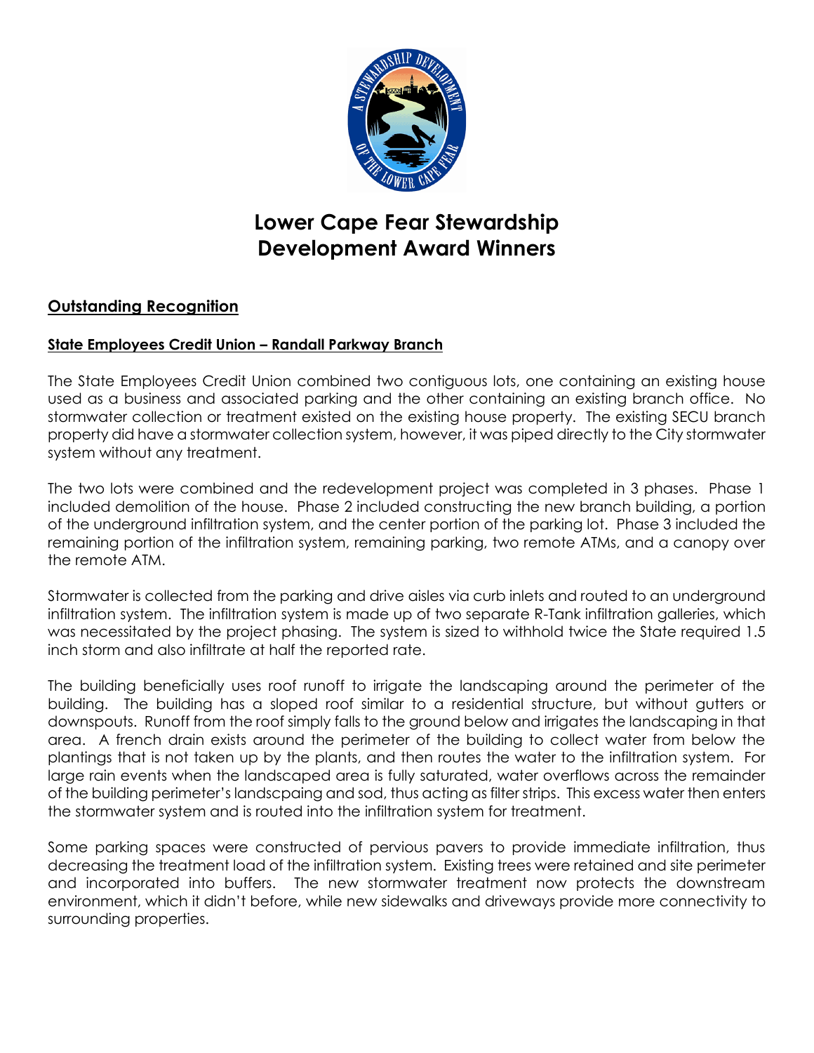# Lower Cape Fear Stewardship Development Award Winners

## Outstanding Recognition

### State Employees Credit Union – Randall Parkway Branch

The State Employees Credit Union combined two contiguous lots, one containing an existing house used as a business and associated parking and the other containing an existing branch office. No stormwater collection or treatment existed on the existing house property. The existing SECU branch property did have a stormwater collection system, however, it was piped directly to the City stormwater system without any treatment.

The two lots were combined and the redevelopment project was completed in 3 phases. Phase 1 included demolition of the house. Phase 2 included constructing the new branch building, a portion of the underground infiltration system, and the center portion of the parking lot. Phase 3 included the remaining portion of the infiltration system, remaining parking, two remote ATMs, and a canopy over the remote ATM.

Stormwater is collected from the parking and drive aisles via curb inlets and routed to an underground infiltration system. The infiltration system is made up of two separate R-Tank infiltration galleries, which was necessitated by the project phasing. The system is sized to withhold twice the State required 1.5 inch storm and also infiltrate at half the reported rate.

The building beneficially uses roof runoff to irrigate the landscaping around the perimeter of the building. The building has a sloped roof similar to a residential structure, but without gutters or downspouts. Runoff from the roof simply falls to the ground below and irrigates the landscaping in that area. A french drain exists around the perimeter of the building to collect water from below the plantings that is not taken up by the plants, and then routes the water to the infiltration system. For large rain events when the landscaped area is fully saturated, water overflows across the remainder of the building perimeter's landscpaing and sod, thus acting as filter strips. This excess water then enters the stormwater system and is routed into the infiltration system for treatment.

Some parking spaces were constructed of pervious pavers to provide immediate infiltration, thus decreasing the treatment load of the infiltration system. Existing trees were retained and site perimeter and incorporated into buffers. The new stormwater treatment now protects the downstream environment, which it didn't before, while new sidewalks and driveways provide more connectivity to surrounding properties.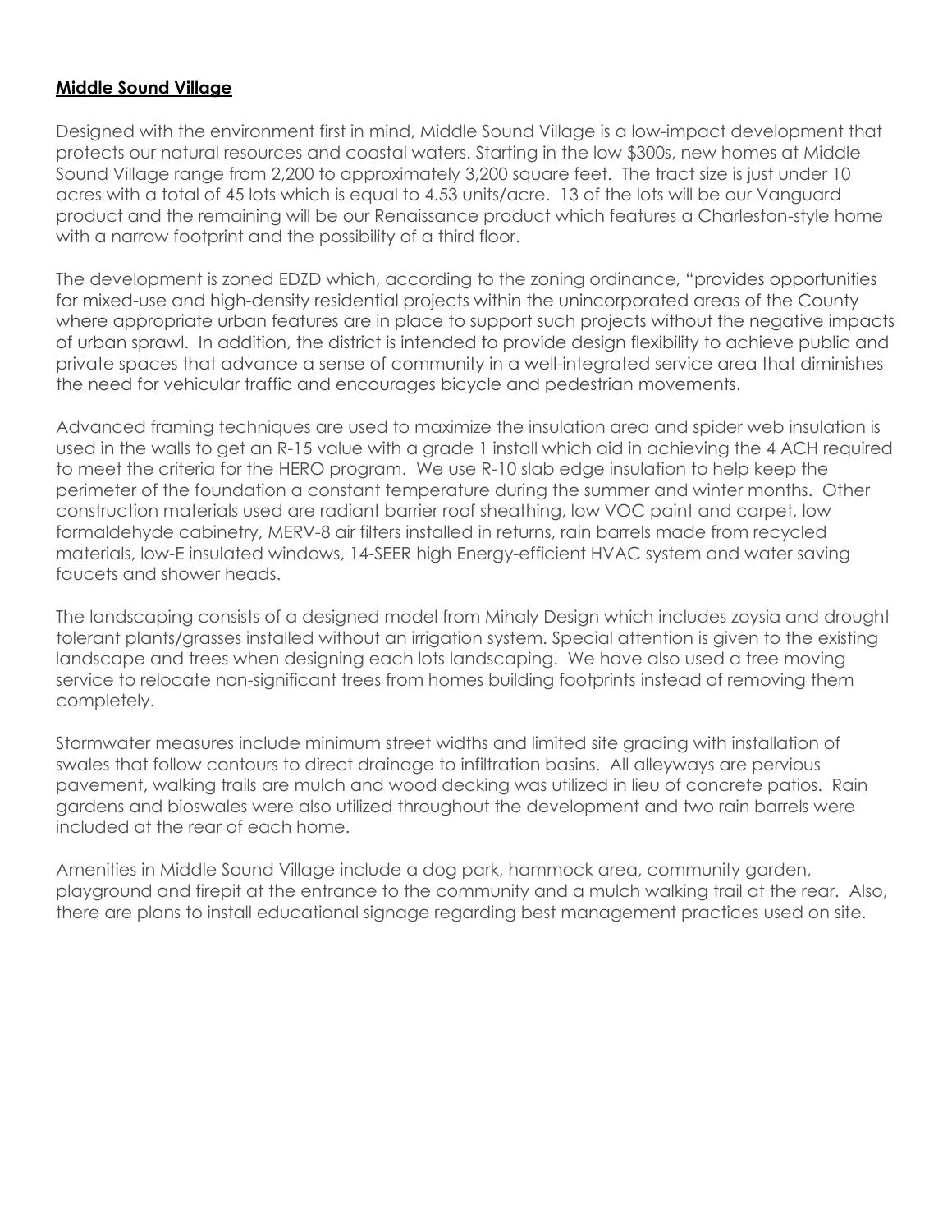**Middle Sound Village**

Designed with the environment first in mind, Middle Sound Village is a low-impact development that protects our natural resources and coastal waters. Starting in the low $300s, new homes at Middle Sound Village range from 2,200 to approximately 3,200 square feet. The tract size is just under 10 acres with a total of 45 lots which is equal to 4.53 units/acre. 13 of the lots will be our Vanguard product and the remaining will be our Renaissance product which features a Charleston-style home with a narrow footprint and the possibility of a third floor.

The development is zoned EDZD which, according to the zoning ordinance, "provides opportunities for mixed-use and high-density residential projects within the unincorporated areas of the County where appropriate urban features are in place to support such projects without the negative impacts of urban sprawl. In addition, the district is intended to provide design flexibility to achieve public and private spaces that advance a sense of community in a well-integrated service area that diminishes the need for vehicular traffic and encourages bicycle and pedestrian movements.

Advanced framing techniques are used to maximize the insulation area and spider web insulation is used in the walls to get an R-15 value with a grade 1 install which aid in achieving the 4 ACH required to meet the criteria for the HERO program. We use R-10 slab edge insulation to help keep the perimeter of the foundation a constant temperature during the summer and winter months. Other construction materials used are radiant barrier roof sheathing, low VOC paint and carpet, low formaldehyde cabinetry, MERV-8 air filters installed in returns, rain barrels made from recycled materials, low-E insulated windows, 14-SEER high Energy-efficient HVAC system and water saving faucets and shower heads.

The landscaping consists of a designed model from Mihaly Design which includes zoysia and drought tolerant plants/grasses installed without an irrigation system. Special attention is given to the existing landscape and trees when designing each lots landscaping. We have also used a tree moving service to relocate non-significant trees from homes building footprints instead of removing them completely.

Stormwater measures include minimum street widths and limited site grading with installation of swales that follow contours to direct drainage to infiltration basins. All alleyways are pervious pavement, walking trails are mulch and wood decking was utilized in lieu of concrete patios. Rain gardens and bioswales were also utilized throughout the development and two rain barrels were included at the rear of each home.

Amenities in Middle Sound Village include a dog park, hammock area, community garden, playground and firepit at the entrance to the community and a mulch walking trail at the rear. Also, there are plans to install educational signage regarding best management practices used on site.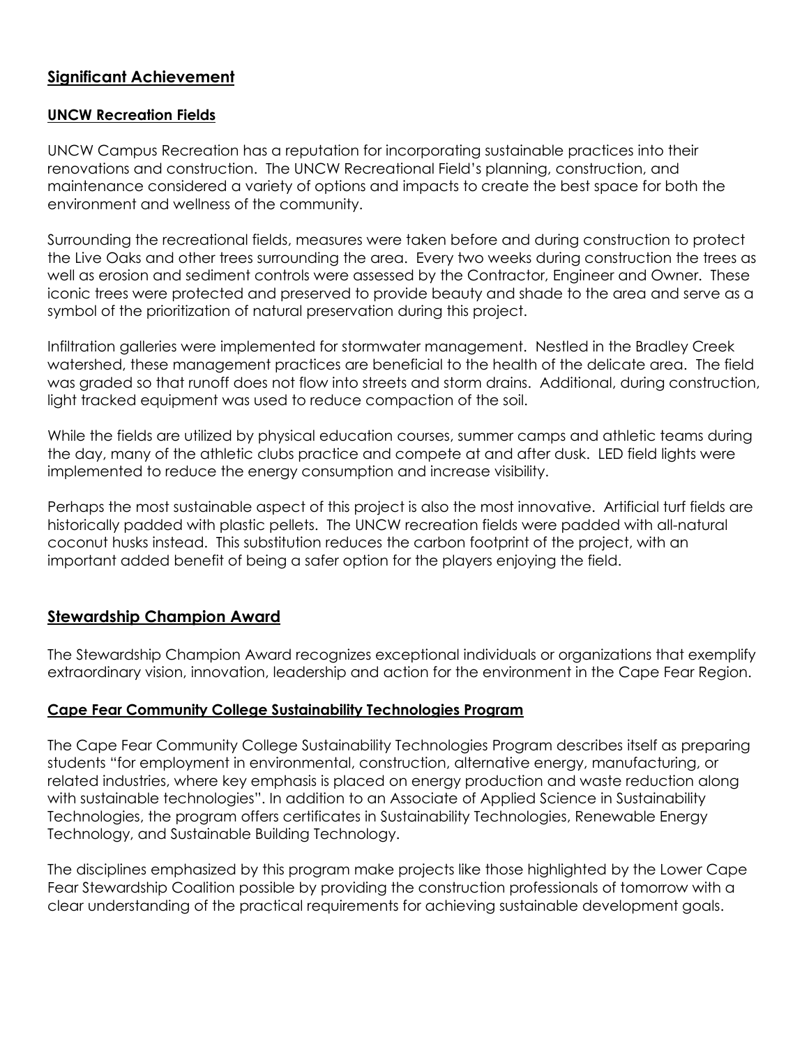## Significant Achievement

### UNCW Recreation Fields

UNCW Campus Recreation has a reputation for incorporating sustainable practices into their renovations and construction. The UNCW Recreational Field's planning, construction, and maintenance considered a variety of options and impacts to create the best space for both the environment and wellness of the community.

Surrounding the recreational fields, measures were taken before and during construction to protect the Live Oaks and other trees surrounding the area. Every two weeks during construction the trees as well as erosion and sediment controls were assessed by the Contractor, Engineer and Owner. These iconic trees were protected and preserved to provide beauty and shade to the area and serve as a symbol of the prioritization of natural preservation during this project.

Infiltration galleries were implemented for stormwater management. Nestled in the Bradley Creek watershed, these management practices are beneficial to the health of the delicate area. The field was graded so that runoff does not flow into streets and storm drains. Additional, during construction, light tracked equipment was used to reduce compaction of the soil.

While the fields are utilized by physical education courses, summer camps and athletic teams during the day, many of the athletic clubs practice and compete at and after dusk. LED field lights were implemented to reduce the energy consumption and increase visibility.

Perhaps the most sustainable aspect of this project is also the most innovative. Artificial turf fields are historically padded with plastic pellets. The UNCW recreation fields were padded with all-natural coconut husks instead. This substitution reduces the carbon footprint of the project, with an important added benefit of being a safer option for the players enjoying the field.

## Stewardship Champion Award

The Stewardship Champion Award recognizes exceptional individuals or organizations that exemplify extraordinary vision, innovation, leadership and action for the environment in the Cape Fear Region.

### Cape Fear Community College Sustainability Technologies Program

The Cape Fear Community College Sustainability Technologies Program describes itself as preparing students "for employment in environmental, construction, alternative energy, manufacturing, or related industries, where key emphasis is placed on energy production and waste reduction along with sustainable technologies". In addition to an Associate of Applied Science in Sustainability Technologies, the program offers certificates in Sustainability Technologies, Renewable Energy Technology, and Sustainable Building Technology.

The disciplines emphasized by this program make projects like those highlighted by the Lower Cape Fear Stewardship Coalition possible by providing the construction professionals of tomorrow with a clear understanding of the practical requirements for achieving sustainable development goals.